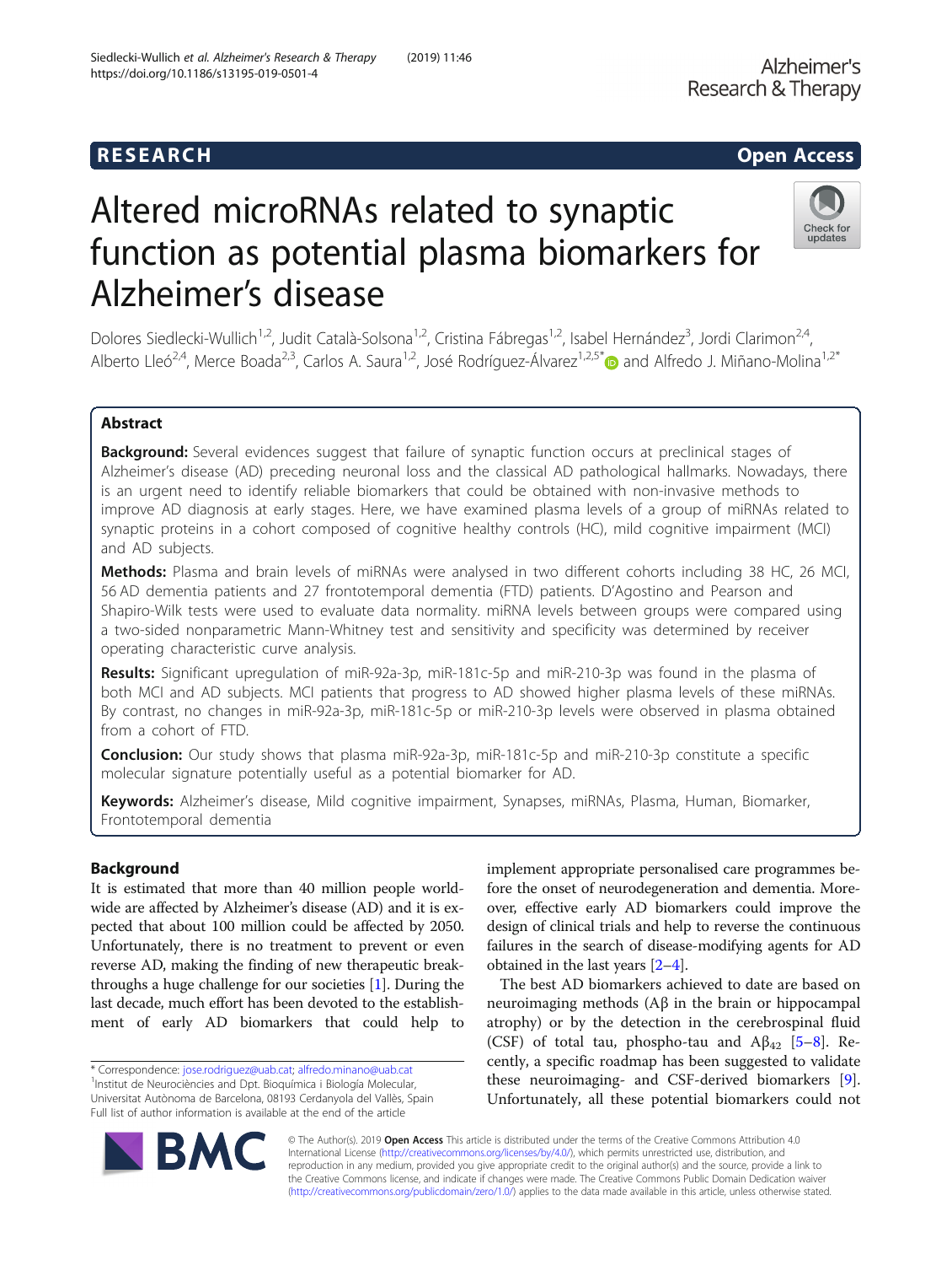# Altered microRNAs related to synaptic function as potential plasma biomarkers for Alzheimer's disease

Dolores Siedlecki-Wullich[1,2], Judit Català-Solsona[1,2], Cristina Fábregas[1,2], Isabel Hernández[3], Jordi Clarimon[2,4], Alberto Lleó[2,4], Merce Boada[2,3], Carlos A. Saura[1,2], José Rodríguez-Álvarez[1,2,5*] and Alfredo J. Miñano-Molina[1,2*]

## Abstract

**Background:** Several evidences suggest that failure of synaptic function occurs at preclinical stages of Alzheimer's disease (AD) preceding neuronal loss and the classical AD pathological hallmarks. Nowadays, there is an urgent need to identify reliable biomarkers that could be obtained with non-invasive methods to improve AD diagnosis at early stages. Here, we have examined plasma levels of a group of miRNAs related to synaptic proteins in a cohort composed of cognitive healthy controls (HC), mild cognitive impairment (MCI) and AD subjects.

**Methods:** Plasma and brain levels of miRNAs were analysed in two different cohorts including 38 HC, 26 MCI, 56 AD dementia patients and 27 frontotemporal dementia (FTD) patients. D'Agostino and Pearson and Shapiro-Wilk tests were used to evaluate data normality. miRNA levels between groups were compared using a two-sided nonparametric Mann-Whitney test and sensitivity and specificity was determined by receiver operating characteristic curve analysis.

**Results:** Significant upregulation of miR-92a-3p, miR-181c-5p and miR-210-3p was found in the plasma of both MCI and AD subjects. MCI patients that progress to AD showed higher plasma levels of these miRNAs. By contrast, no changes in miR-92a-3p, miR-181c-5p or miR-210-3p levels were observed in plasma obtained from a cohort of FTD.

**Conclusion:** Our study shows that plasma miR-92a-3p, miR-181c-5p and miR-210-3p constitute a specific molecular signature potentially useful as a potential biomarker for AD.

**Keywords:** Alzheimer's disease, Mild cognitive impairment, Synapses, miRNAs, Plasma, Human, Biomarker, Frontotemporal dementia

## Background

It is estimated that more than 40 million people worldwide are affected by Alzheimer's disease (AD) and it is expected that about 100 million could be affected by 2050. Unfortunately, there is no treatment to prevent or even reverse AD, making the finding of new therapeutic breakthroughs a huge challenge for our societies [1]. During the last decade, much effort has been devoted to the establishment of early AD biomarkers that could help to implement appropriate personalised care programmes before the onset of neurodegeneration and dementia. Moreover, effective early AD biomarkers could improve the design of clinical trials and help to reverse the continuous failures in the search of disease-modifying agents for AD obtained in the last years [2–4].

The best AD biomarkers achieved to date are based on neuroimaging methods (Aβ in the brain or hippocampal atrophy) or by the detection in the cerebrospinal fluid (CSF) of total tau, phospho-tau and $A\beta_{42}$ [5–8]. Recently, a specific roadmap has been suggested to validate these neuroimaging- and CSF-derived biomarkers [9]. Unfortunately, all these potential biomarkers could not

* Correspondence: jose.rodriguez@uab.cat; alfredo.minano@uab.cat
[1]Institut de Neurociències and Dpt. Bioquímica i Biología Molecular, Universitat Autònoma de Barcelona, 08193 Cerdanyola del Vallès, Spain
Full list of author information is available at the end of the article

© The Author(s). 2019 **Open Access** This article is distributed under the terms of the Creative Commons Attribution 4.0 International License (http://creativecommons.org/licenses/by/4.0/), which permits unrestricted use, distribution, and reproduction in any medium, provided you give appropriate credit to the original author(s) and the source, provide a link to the Creative Commons license, and indicate if changes were made. The Creative Commons Public Domain Dedication waiver (http://creativecommons.org/publicdomain/zero/1.0/) applies to the data made available in this article, unless otherwise stated.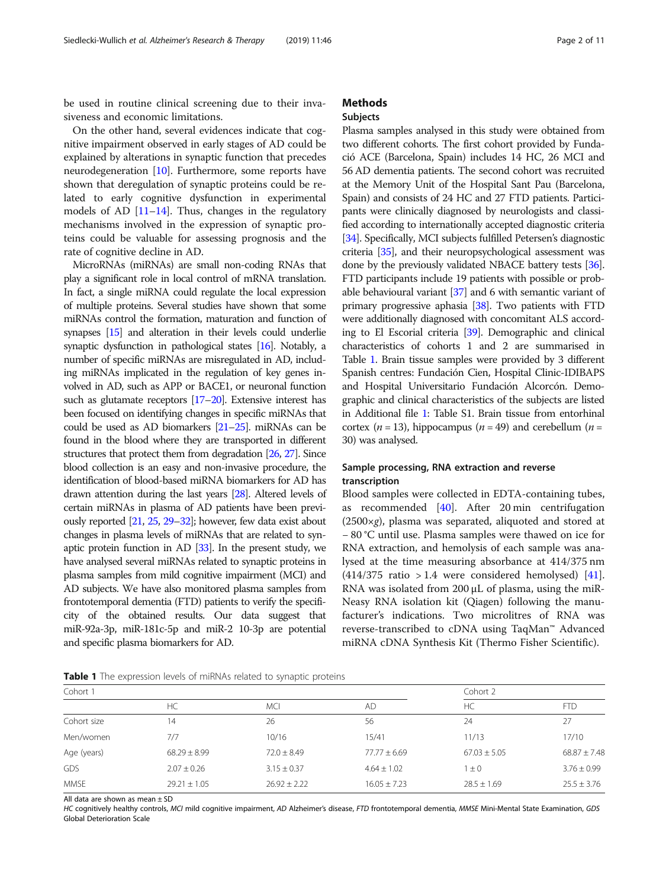be used in routine clinical screening due to their invasiveness and economic limitations.

On the other hand, several evidences indicate that cognitive impairment observed in early stages of AD could be explained by alterations in synaptic function that precedes neurodegeneration [10]. Furthermore, some reports have shown that deregulation of synaptic proteins could be related to early cognitive dysfunction in experimental models of AD [11–14]. Thus, changes in the regulatory mechanisms involved in the expression of synaptic proteins could be valuable for assessing prognosis and the rate of cognitive decline in AD.

MicroRNAs (miRNAs) are small non-coding RNAs that play a significant role in local control of mRNA translation. In fact, a single miRNA could regulate the local expression of multiple proteins. Several studies have shown that some miRNAs control the formation, maturation and function of synapses [15] and alteration in their levels could underlie synaptic dysfunction in pathological states [16]. Notably, a number of specific miRNAs are misregulated in AD, including miRNAs implicated in the regulation of key genes involved in AD, such as APP or BACE1, or neuronal function such as glutamate receptors [17–20]. Extensive interest has been focused on identifying changes in specific miRNAs that could be used as AD biomarkers [21–25]. miRNAs can be found in the blood where they are transported in different structures that protect them from degradation [26, 27]. Since blood collection is an easy and non-invasive procedure, the identification of blood-based miRNA biomarkers for AD has drawn attention during the last years [28]. Altered levels of certain miRNAs in plasma of AD patients have been previously reported [21, 25, 29–32]; however, few data exist about changes in plasma levels of miRNAs that are related to synaptic protein function in AD [33]. In the present study, we have analysed several miRNAs related to synaptic proteins in plasma samples from mild cognitive impairment (MCI) and AD subjects. We have also monitored plasma samples from frontotemporal dementia (FTD) patients to verify the specificity of the obtained results. Our data suggest that miR-92a-3p, miR-181c-5p and miR-2 10-3p are potential and specific plasma biomarkers for AD.

## Methods

### Subjects

Plasma samples analysed in this study were obtained from two different cohorts. The first cohort provided by Fundació ACE (Barcelona, Spain) includes 14 HC, 26 MCI and 56 AD dementia patients. The second cohort was recruited at the Memory Unit of the Hospital Sant Pau (Barcelona, Spain) and consists of 24 HC and 27 FTD patients. Participants were clinically diagnosed by neurologists and classified according to internationally accepted diagnostic criteria [34]. Specifically, MCI subjects fulfilled Petersen's diagnostic criteria [35], and their neuropsychological assessment was done by the previously validated NBACE battery tests [36]. FTD participants include 19 patients with possible or probable behavioural variant [37] and 6 with semantic variant of primary progressive aphasia [38]. Two patients with FTD were additionally diagnosed with concomitant ALS according to El Escorial criteria [39]. Demographic and clinical characteristics of cohorts 1 and 2 are summarised in Table 1. Brain tissue samples were provided by 3 different Spanish centres: Fundación Cien, Hospital Clinic-IDIBAPS and Hospital Universitario Fundación Alcorcón. Demographic and clinical characteristics of the subjects are listed in Additional file 1: Table S1. Brain tissue from entorhinal cortex ($n = 13$), hippocampus ($n = 49$) and cerebellum ($n = 30$) was analysed.

### Sample processing, RNA extraction and reverse transcription

Blood samples were collected in EDTA-containing tubes, as recommended [40]. After 20 min centrifugation (2500×*g*), plasma was separated, aliquoted and stored at − 80 °C until use. Plasma samples were thawed on ice for RNA extraction, and hemolysis of each sample was analysed at the time measuring absorbance at 414/375 nm (414/375 ratio > 1.4 were considered hemolysed) [41]. RNA was isolated from 200 μL of plasma, using the miRNeasy RNA isolation kit (Qiagen) following the manufacturer's indications. Two microlitres of RNA was reverse-transcribed to cDNA using TaqMan™ Advanced miRNA cDNA Synthesis Kit (Thermo Fisher Scientific).

**Table 1** The expression levels of miRNAs related to synaptic proteins

| | Cohort 1 | | | Cohort 2 | |
|---|---|---|---|---|---|
| | HC | MCI | AD | HC | FTD |
| Cohort size | 14 | 26 | 56 | 24 | 27 |
| Men/women | 7/7 | 10/16 | 15/41 | 11/13 | 17/10 |
| Age (years) | 68.29 ± 8.99 | 72.0 ± 8.49 | 77.77 ± 6.69 | 67.03 ± 5.05 | 68.87 ± 7.48 |
| GDS | 2.07 ± 0.26 | 3.15 ± 0.37 | 4.64 ± 1.02 | 1 ± 0 | 3.76 ± 0.99 |
| MMSE | 29.21 ± 1.05 | 26.92 ± 2.22 | 16.05 ± 7.23 | 28.5 ± 1.69 | 25.5 ± 3.76 |

All data are shown as mean ± SD

*HC* cognitively healthy controls, *MCI* mild cognitive impairment, *AD* Alzheimer's disease, *FTD* frontotemporal dementia, *MMSE* Mini-Mental State Examination, *GDS* Global Deterioration Scale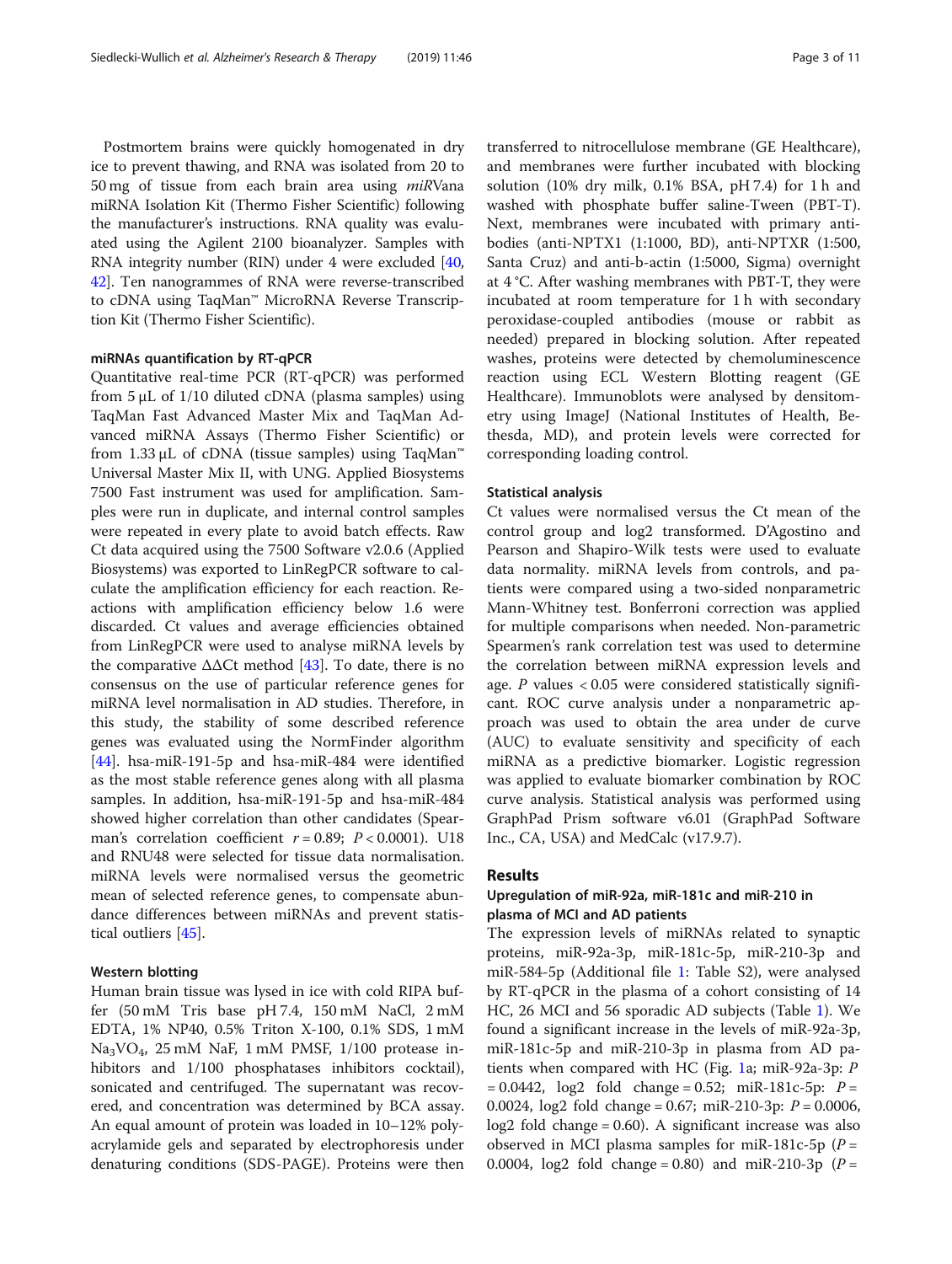Postmortem brains were quickly homogenated in dry ice to prevent thawing, and RNA was isolated from 20 to 50 mg of tissue from each brain area using *mir*Vana miRNA Isolation Kit (Thermo Fisher Scientific) following the manufacturer's instructions. RNA quality was evaluated using the Agilent 2100 bioanalyzer. Samples with RNA integrity number (RIN) under 4 were excluded [40, 42]. Ten nanogrammes of RNA were reverse-transcribed to cDNA using TaqMan™ MicroRNA Reverse Transcription Kit (Thermo Fisher Scientific).

#### miRNAs quantification by RT-qPCR

Quantitative real-time PCR (RT-qPCR) was performed from 5 μL of 1/10 diluted cDNA (plasma samples) using TaqMan Fast Advanced Master Mix and TaqMan Advanced miRNA Assays (Thermo Fisher Scientific) or from 1.33 μL of cDNA (tissue samples) using TaqMan™ Universal Master Mix II, with UNG. Applied Biosystems 7500 Fast instrument was used for amplification. Samples were run in duplicate, and internal control samples were repeated in every plate to avoid batch effects. Raw Ct data acquired using the 7500 Software v2.0.6 (Applied Biosystems) was exported to LinRegPCR software to calculate the amplification efficiency for each reaction. Reactions with amplification efficiency below 1.6 were discarded. Ct values and average efficiencies obtained from LinRegPCR were used to analyse miRNA levels by the comparative ΔΔCt method [43]. To date, there is no consensus on the use of particular reference genes for miRNA level normalisation in AD studies. Therefore, in this study, the stability of some described reference genes was evaluated using the NormFinder algorithm [44]. hsa-miR-191-5p and hsa-miR-484 were identified as the most stable reference genes along with all plasma samples. In addition, hsa-miR-191-5p and hsa-miR-484 showed higher correlation than other candidates (Spearman's correlation coefficient $r = 0.89$; $P < 0.0001$). U18 and RNU48 were selected for tissue data normalisation. miRNA levels were normalised versus the geometric mean of selected reference genes, to compensate abundance differences between miRNAs and prevent statistical outliers [45].

#### Western blotting

Human brain tissue was lysed in ice with cold RIPA buffer (50 mM Tris base pH 7.4, 150 mM NaCl, 2 mM EDTA, 1% NP40, 0.5% Triton X-100, 0.1% SDS, 1 mM $Na_3VO_4$, 25 mM NaF, 1 mM PMSF, 1/100 protease inhibitors and 1/100 phosphatases inhibitors cocktail), sonicated and centrifuged. The supernatant was recovered, and concentration was determined by BCA assay. An equal amount of protein was loaded in 10–12% polyacrylamide gels and separated by electrophoresis under denaturing conditions (SDS-PAGE). Proteins were then transferred to nitrocellulose membrane (GE Healthcare), and membranes were further incubated with blocking solution (10% dry milk, 0.1% BSA, pH 7.4) for 1 h and washed with phosphate buffer saline-Tween (PBT-T). Next, membranes were incubated with primary antibodies (anti-NPTX1 (1:1000, BD), anti-NPTXR (1:500, Santa Cruz) and anti-b-actin (1:5000, Sigma) overnight at 4 °C. After washing membranes with PBT-T, they were incubated at room temperature for 1 h with secondary peroxidase-coupled antibodies (mouse or rabbit as needed) prepared in blocking solution. After repeated washes, proteins were detected by chemoluminescence reaction using ECL Western Blotting reagent (GE Healthcare). Immunoblots were analysed by densitometry using ImageJ (National Institutes of Health, Bethesda, MD), and protein levels were corrected for corresponding loading control.

#### Statistical analysis

Ct values were normalised versus the Ct mean of the control group and log2 transformed. D'Agostino and Pearson and Shapiro-Wilk tests were used to evaluate data normality. miRNA levels from controls, and patients were compared using a two-sided nonparametric Mann-Whitney test. Bonferroni correction was applied for multiple comparisons when needed. Non-parametric Spearmen's rank correlation test was used to determine the correlation between miRNA expression levels and age. $P$ values < 0.05 were considered statistically significant. ROC curve analysis under a nonparametric approach was used to obtain the area under de curve (AUC) to evaluate sensitivity and specificity of each miRNA as a predictive biomarker. Logistic regression was applied to evaluate biomarker combination by ROC curve analysis. Statistical analysis was performed using GraphPad Prism software v6.01 (GraphPad Software Inc., CA, USA) and MedCalc (v17.9.7).

## Results

### Upregulation of miR-92a, miR-181c and miR-210 in plasma of MCI and AD patients

The expression levels of miRNAs related to synaptic proteins, miR-92a-3p, miR-181c-5p, miR-210-3p and miR-584-5p (Additional file 1: Table S2), were analysed by RT-qPCR in the plasma of a cohort consisting of 14 HC, 26 MCI and 56 sporadic AD subjects (Table 1). We found a significant increase in the levels of miR-92a-3p, miR-181c-5p and miR-210-3p in plasma from AD patients when compared with HC (Fig. 1a; miR-92a-3p: $P = 0.0442$, log2 fold change = 0.52; miR-181c-5p: $P = 0.0024$, log2 fold change = 0.67; miR-210-3p: $P = 0.0006$, log2 fold change = 0.60). A significant increase was also observed in MCI plasma samples for miR-181c-5p ($P = 0.0004$, log2 fold change = 0.80) and miR-210-3p ($P =$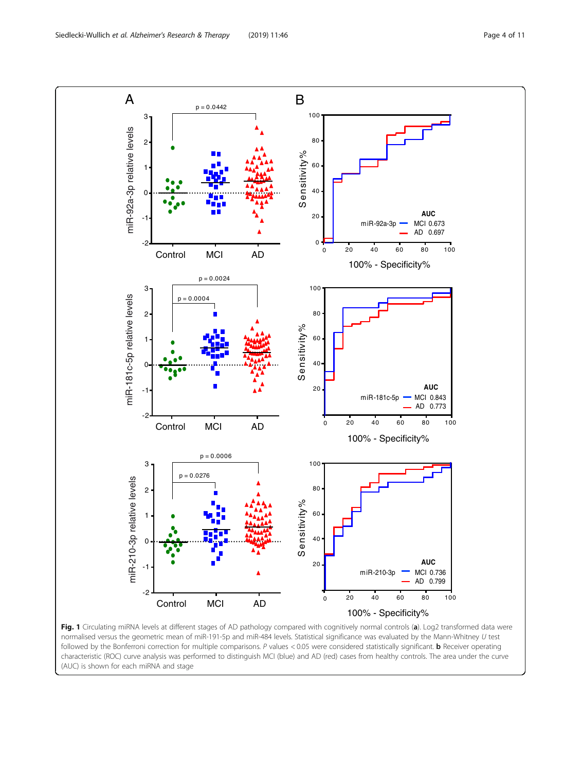**Fig. 1** Circulating miRNA levels at different stages of AD pathology compared with cognitively normal controls (**a**). Log2 transformed data were normalised versus the geometric mean of miR-191-5p and miR-484 levels. Statistical significance was evaluated by the Mann-Whitney *U* test followed by the Bonferroni correction for multiple comparisons. *P* values < 0.05 were considered statistically significant. **b** Receiver operating characteristic (ROC) curve analysis was performed to distinguish MCI (blue) and AD (red) cases from healthy controls. The area under the curve (AUC) is shown for each miRNA and stage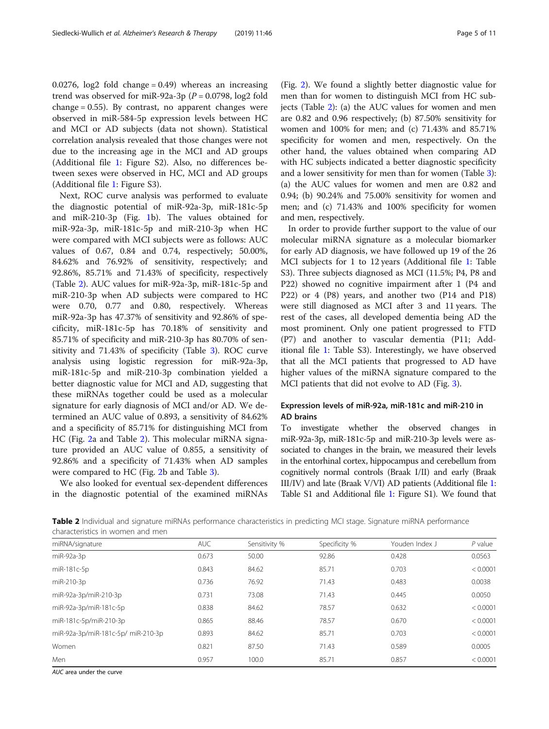0.0276, log2 fold change = 0.49) whereas an increasing trend was observed for miR-92a-3p ($P = 0.0798$, log2 fold change = 0.55). By contrast, no apparent changes were observed in miR-584-5p expression levels between HC and MCI or AD subjects (data not shown). Statistical correlation analysis revealed that those changes were not due to the increasing age in the MCI and AD groups (Additional file 1: Figure S2). Also, no differences between sexes were observed in HC, MCI and AD groups (Additional file 1: Figure S3).

Next, ROC curve analysis was performed to evaluate the diagnostic potential of miR-92a-3p, miR-181c-5p and miR-210-3p (Fig. 1b). The values obtained for miR-92a-3p, miR-181c-5p and miR-210-3p when HC were compared with MCI subjects were as follows: AUC values of 0.67, 0.84 and 0.74, respectively; 50.00%, 84.62% and 76.92% of sensitivity, respectively; and 92.86%, 85.71% and 71.43% of specificity, respectively (Table 2). AUC values for miR-92a-3p, miR-181c-5p and miR-210-3p when AD subjects were compared to HC were 0.70, 0.77 and 0.80, respectively. Whereas miR-92a-3p has 47.37% of sensitivity and 92.86% of specificity, miR-181c-5p has 70.18% of sensitivity and 85.71% of specificity and miR-210-3p has 80.70% of sensitivity and 71.43% of specificity (Table 3). ROC curve analysis using logistic regression for miR-92a-3p, miR-181c-5p and miR-210-3p combination yielded a better diagnostic value for MCI and AD, suggesting that these miRNAs together could be used as a molecular signature for early diagnosis of MCI and/or AD. We determined an AUC value of 0.893, a sensitivity of 84.62% and a specificity of 85.71% for distinguishing MCI from HC (Fig. 2a and Table 2). This molecular miRNA signature provided an AUC value of 0.855, a sensitivity of 92.86% and a specificity of 71.43% when AD samples were compared to HC (Fig. 2b and Table 3).

We also looked for eventual sex-dependent differences in the diagnostic potential of the examined miRNAs (Fig. 2). We found a slightly better diagnostic value for men than for women to distinguish MCI from HC subjects (Table 2): (a) the AUC values for women and men are 0.82 and 0.96 respectively; (b) 87.50% sensitivity for women and 100% for men; and (c) 71.43% and 85.71% specificity for women and men, respectively. On the other hand, the values obtained when comparing AD with HC subjects indicated a better diagnostic specificity and a lower sensitivity for men than for women (Table 3): (a) the AUC values for women and men are 0.82 and 0.94; (b) 90.24% and 75.00% sensitivity for women and men; and (c) 71.43% and 100% specificity for women and men, respectively.

In order to provide further support to the value of our molecular miRNA signature as a molecular biomarker for early AD diagnosis, we have followed up 19 of the 26 MCI subjects for 1 to 12 years (Additional file 1: Table S3). Three subjects diagnosed as MCI (11.5%; P4, P8 and P22) showed no cognitive impairment after 1 (P4 and P22) or 4 (P8) years, and another two (P14 and P18) were still diagnosed as MCI after 3 and 11 years. The rest of the cases, all developed dementia being AD the most prominent. Only one patient progressed to FTD (P7) and another to vascular dementia (P11; Additional file 1: Table S3). Interestingly, we have observed that all the MCI patients that progressed to AD have higher values of the miRNA signature compared to the MCI patients that did not evolve to AD (Fig. 3).

## Expression levels of miR-92a, miR-181c and miR-210 in AD brains

To investigate whether the observed changes in miR-92a-3p, miR-181c-5p and miR-210-3p levels were associated to changes in the brain, we measured their levels in the entorhinal cortex, hippocampus and cerebellum from cognitively normal controls (Braak I/II) and early (Braak III/IV) and late (Braak V/VI) AD patients (Additional file 1: Table S1 and Additional file 1: Figure S1). We found that

**Table 2** Individual and signature miRNAs performance characteristics in predicting MCI stage. Signature miRNA performance characteristics in women and men

| miRNA/signature | AUC | Sensitivity % | Specificity % | Youden Index J | *P* value |
|---|---|---|---|---|---|
| miR-92a-3p | 0.673 | 50.00 | 92.86 | 0.428 | 0.0563 |
| miR-181c-5p | 0.843 | 84.62 | 85.71 | 0.703 | < 0.0001 |
| miR-210-3p | 0.736 | 76.92 | 71.43 | 0.483 | 0.0038 |
| miR-92a-3p/miR-210-3p | 0.731 | 73.08 | 71.43 | 0.445 | 0.0050 |
| miR-92a-3p/miR-181c-5p | 0.838 | 84.62 | 78.57 | 0.632 | < 0.0001 |
| miR-181c-5p/miR-210-3p | 0.865 | 88.46 | 78.57 | 0.670 | < 0.0001 |
| miR-92a-3p/miR-181c-5p/ miR-210-3p | 0.893 | 84.62 | 85.71 | 0.703 | < 0.0001 |
| Women | 0.821 | 87.50 | 71.43 | 0.589 | 0.0005 |
| Men | 0.957 | 100.0 | 85.71 | 0.857 | < 0.0001 |

*AUC* area under the curve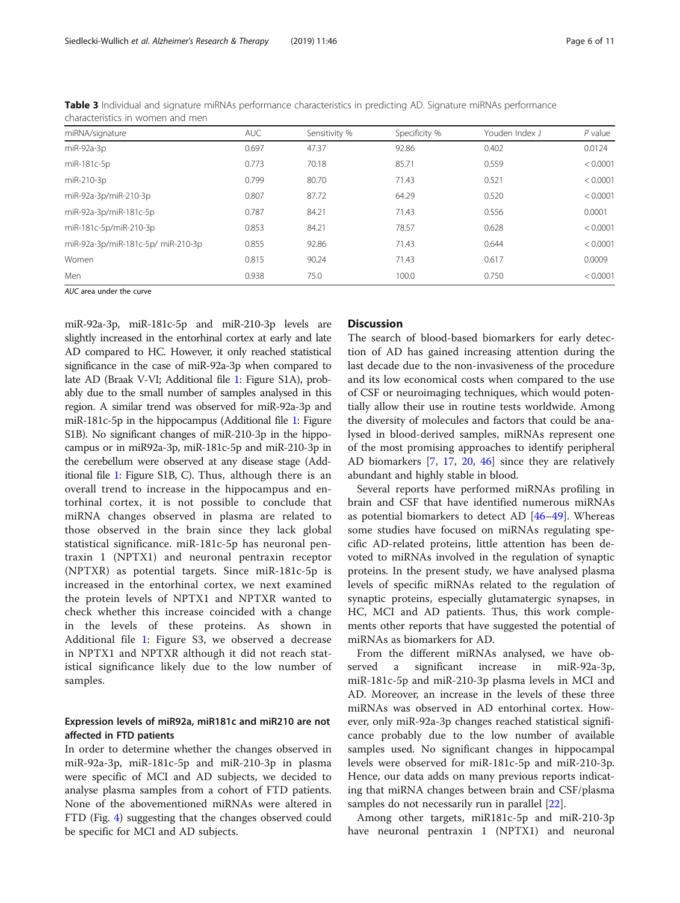**Table 3** Individual and signature miRNAs performance characteristics in predicting AD. Signature miRNAs performance characteristics in women and men

| miRNA/signature | AUC | Sensitivity % | Specificity % | Youden Index J | P value |
|---|---|---|---|---|---|
| miR-92a-3p | 0.697 | 47.37 | 92.86 | 0.402 | 0.0124 |
| miR-181c-5p | 0.773 | 70.18 | 85.71 | 0.559 | < 0.0001 |
| miR-210-3p | 0.799 | 80.70 | 71.43 | 0.521 | < 0.0001 |
| miR-92a-3p/miR-210-3p | 0.807 | 87.72 | 64.29 | 0.520 | < 0.0001 |
| miR-92a-3p/miR-181c-5p | 0.787 | 84.21 | 71.43 | 0.556 | 0.0001 |
| miR-181c-5p/miR-210-3p | 0.853 | 84.21 | 78.57 | 0.628 | < 0.0001 |
| miR-92a-3p/miR-181c-5p/ miR-210-3p | 0.855 | 92.86 | 71.43 | 0.644 | < 0.0001 |
| Women | 0.815 | 90.24 | 71.43 | 0.617 | 0.0009 |
| Men | 0.938 | 75.0 | 100.0 | 0.750 | < 0.0001 |

*AUC* area under the curve

miR-92a-3p, miR-181c-5p and miR-210-3p levels are slightly increased in the entorhinal cortex at early and late AD compared to HC. However, it only reached statistical significance in the case of miR-92a-3p when compared to late AD (Braak V-VI; Additional file 1: Figure S1A), probably due to the small number of samples analysed in this region. A similar trend was observed for miR-92a-3p and miR-181c-5p in the hippocampus (Additional file 1: Figure S1B). No significant changes of miR-210-3p in the hippocampus or in miR92a-3p, miR-181c-5p and miR-210-3p in the cerebellum were observed at any disease stage (Additional file 1: Figure S1B, C). Thus, although there is an overall trend to increase in the hippocampus and entorhinal cortex, it is not possible to conclude that miRNA changes observed in plasma are related to those observed in the brain since they lack global statistical significance. miR-181c-5p has neuronal pentraxin 1 (NPTX1) and neuronal pentraxin receptor (NPTXR) as potential targets. Since miR-181c-5p is increased in the entorhinal cortex, we next examined the protein levels of NPTX1 and NPTXR wanted to check whether this increase coincided with a change in the levels of these proteins. As shown in Additional file 1: Figure S3, we observed a decrease in NPTX1 and NPTXR although it did not reach statistical significance likely due to the low number of samples.

### Expression levels of miR92a, miR181c and miR210 are not affected in FTD patients

In order to determine whether the changes observed in miR-92a-3p, miR-181c-5p and miR-210-3p in plasma were specific of MCI and AD subjects, we decided to analyse plasma samples from a cohort of FTD patients. None of the abovementioned miRNAs were altered in FTD (Fig. 4) suggesting that the changes observed could be specific for MCI and AD subjects.

## Discussion

The search of blood-based biomarkers for early detection of AD has gained increasing attention during the last decade due to the non-invasiveness of the procedure and its low economical costs when compared to the use of CSF or neuroimaging techniques, which would potentially allow their use in routine tests worldwide. Among the diversity of molecules and factors that could be analysed in blood-derived samples, miRNAs represent one of the most promising approaches to identify peripheral AD biomarkers [7, 17, 20, 46] since they are relatively abundant and highly stable in blood.

Several reports have performed miRNAs profiling in brain and CSF that have identified numerous miRNAs as potential biomarkers to detect AD [46–49]. Whereas some studies have focused on miRNAs regulating specific AD-related proteins, little attention has been devoted to miRNAs involved in the regulation of synaptic proteins. In the present study, we have analysed plasma levels of specific miRNAs related to the regulation of synaptic proteins, especially glutamatergic synapses, in HC, MCI and AD patients. Thus, this work complements other reports that have suggested the potential of miRNAs as biomarkers for AD.

From the different miRNAs analysed, we have observed a significant increase in miR-92a-3p, miR-181c-5p and miR-210-3p plasma levels in MCI and AD. Moreover, an increase in the levels of these three miRNAs was observed in AD entorhinal cortex. However, only miR-92a-3p changes reached statistical significance probably due to the low number of available samples used. No significant changes in hippocampal levels were observed for miR-181c-5p and miR-210-3p. Hence, our data adds on many previous reports indicating that miRNA changes between brain and CSF/plasma samples do not necessarily run in parallel [22].

Among other targets, miR181c-5p and miR-210-3p have neuronal pentraxin 1 (NPTX1) and neuronal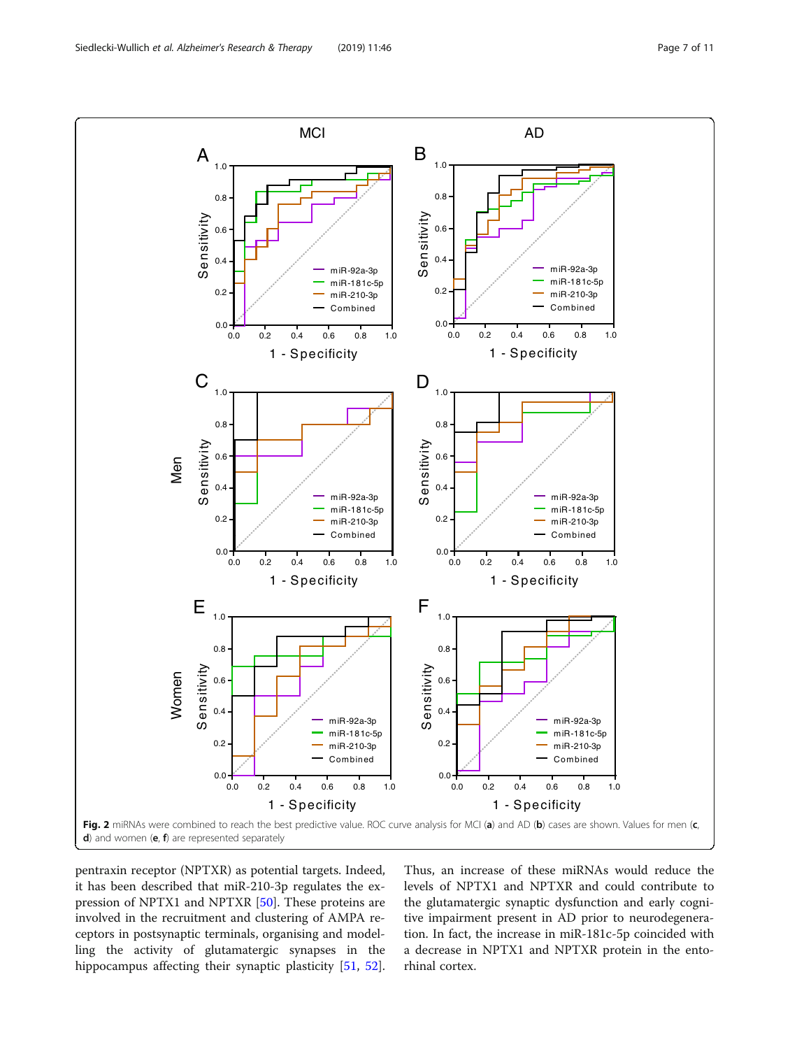**Fig. 2** miRNAs were combined to reach the best predictive value. ROC curve analysis for MCI (**a**) and AD (**b**) cases are shown. Values for men (**c**, **d**) and women (**e**, **f**) are represented separately

pentraxin receptor (NPTXR) as potential targets. Indeed, it has been described that miR-210-3p regulates the expression of NPTX1 and NPTXR [50]. These proteins are involved in the recruitment and clustering of AMPA receptors in postsynaptic terminals, organising and modelling the activity of glutamatergic synapses in the hippocampus affecting their synaptic plasticity [51, 52]. Thus, an increase of these miRNAs would reduce the levels of NPTX1 and NPTXR and could contribute to the glutamatergic synaptic dysfunction and early cognitive impairment present in AD prior to neurodegeneration. In fact, the increase in miR-181c-5p coincided with a decrease in NPTX1 and NPTXR protein in the entorhinal cortex.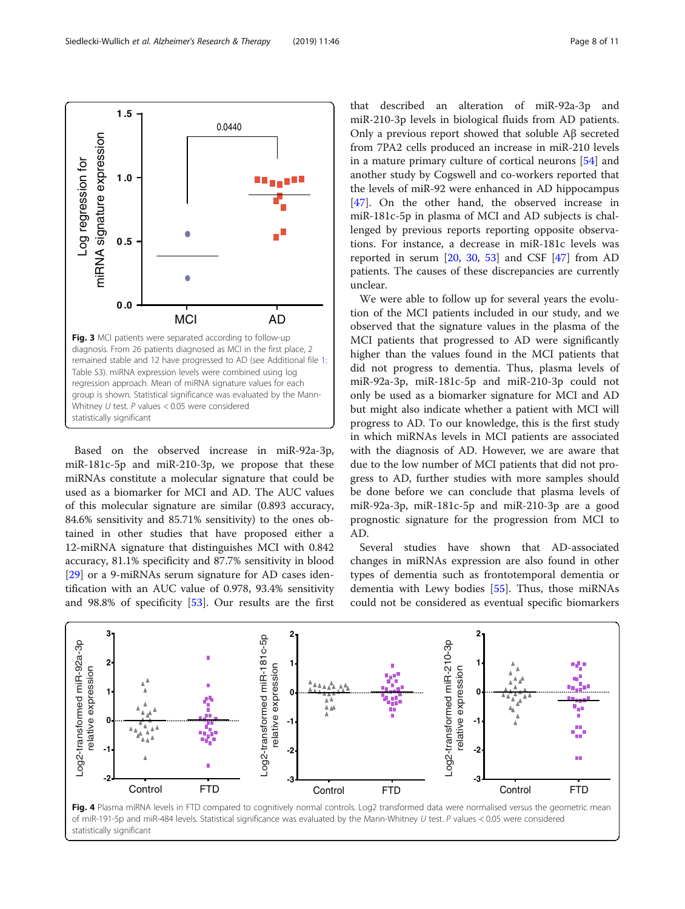Fig. 3 MCI patients were separated according to follow-up diagnosis. From 26 patients diagnosed as MCI in the first place, 2 remained stable and 12 have progressed to AD (see Additional file 1: Table S3). miRNA expression levels were combined using log regression approach. Mean of miRNA signature values for each group is shown. Statistical significance was evaluated by the Mann-Whitney *U* test. *P* values < 0.05 were considered statistically significant

Based on the observed increase in miR-92a-3p, miR-181c-5p and miR-210-3p, we propose that these miRNAs constitute a molecular signature that could be used as a biomarker for MCI and AD. The AUC values of this molecular signature are similar (0.893 accuracy, 84.6% sensitivity and 85.71% sensitivity) to the ones obtained in other studies that have proposed either a 12-miRNA signature that distinguishes MCI with 0.842 accuracy, 81.1% specificity and 87.7% sensitivity in blood [29] or a 9-miRNAs serum signature for AD cases identification with an AUC value of 0.978, 93.4% sensitivity and 98.8% of specificity [53]. Our results are the first that described an alteration of miR-92a-3p and miR-210-3p levels in biological fluids from AD patients. Only a previous report showed that soluble Aβ secreted from 7PA2 cells produced an increase in miR-210 levels in a mature primary culture of cortical neurons [54] and another study by Cogswell and co-workers reported that the levels of miR-92 were enhanced in AD hippocampus [47]. On the other hand, the observed increase in miR-181c-5p in plasma of MCI and AD subjects is challenged by previous reports reporting opposite observations. For instance, a decrease in miR-181c levels was reported in serum [20, 30, 53] and CSF [47] from AD patients. The causes of these discrepancies are currently unclear.

We were able to follow up for several years the evolution of the MCI patients included in our study, and we observed that the signature values in the plasma of the MCI patients that progressed to AD were significantly higher than the values found in the MCI patients that did not progress to dementia. Thus, plasma levels of miR-92a-3p, miR-181c-5p and miR-210-3p could not only be used as a biomarker signature for MCI and AD but might also indicate whether a patient with MCI will progress to AD. To our knowledge, this is the first study in which miRNAs levels in MCI patients are associated with the diagnosis of AD. However, we are aware that due to the low number of MCI patients that did not progress to AD, further studies with more samples should be done before we can conclude that plasma levels of miR-92a-3p, miR-181c-5p and miR-210-3p are a good prognostic signature for the progression from MCI to AD.

Several studies have shown that AD-associated changes in miRNAs expression are also found in other types of dementia such as frontotemporal dementia or dementia with Lewy bodies [55]. Thus, those miRNAs could not be considered as eventual specific biomarkers

Fig. 4 Plasma miRNA levels in FTD compared to cognitively normal controls. Log2 transformed data were normalised versus the geometric mean of miR-191-5p and miR-484 levels. Statistical significance was evaluated by the Mann-Whitney *U* test. *P* values < 0.05 were considered statistically significant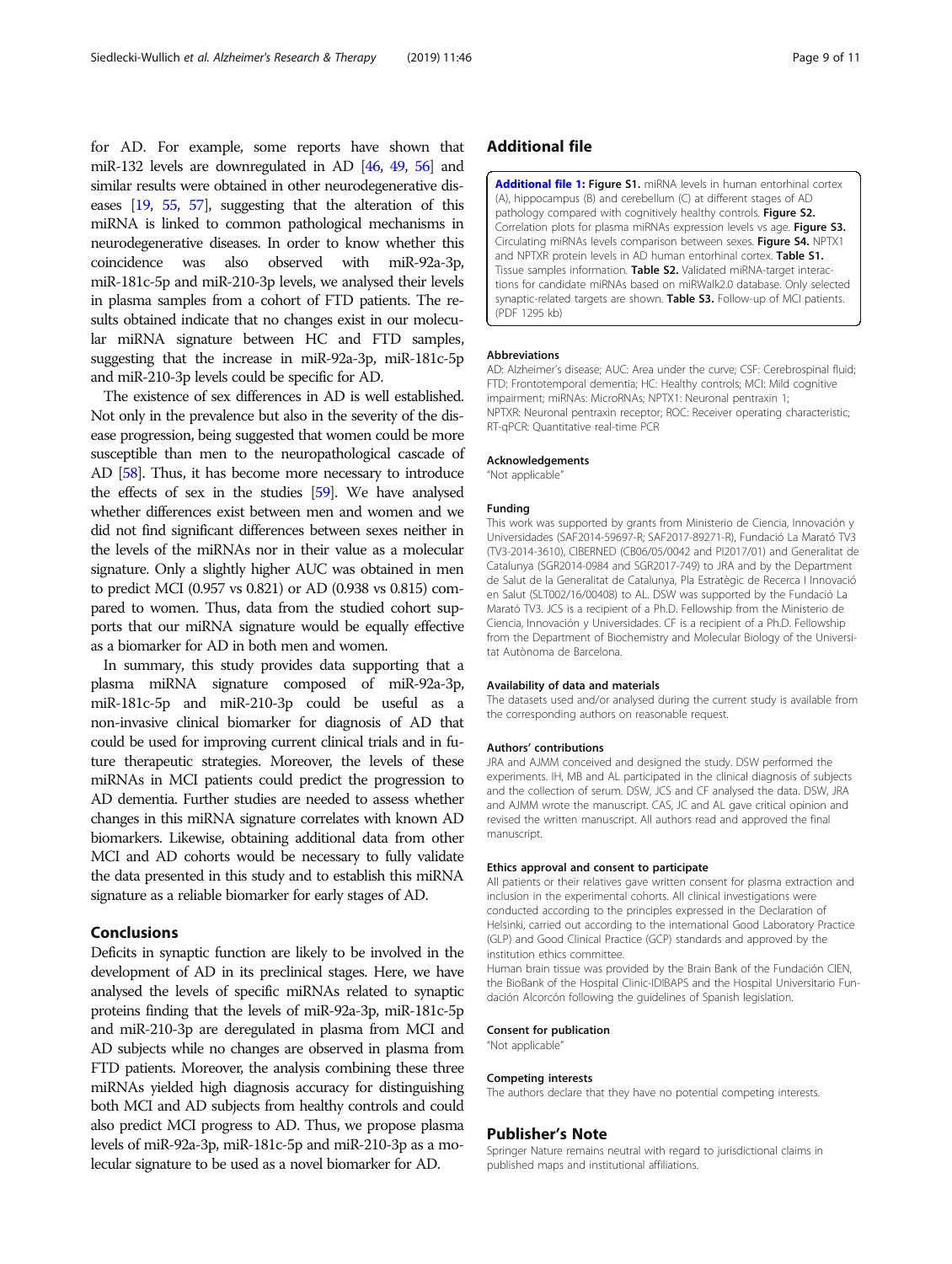for AD. For example, some reports have shown that miR-132 levels are downregulated in AD [46, 49, 56] and similar results were obtained in other neurodegenerative diseases [19, 55, 57], suggesting that the alteration of this miRNA is linked to common pathological mechanisms in neurodegenerative diseases. In order to know whether this coincidence was also observed with miR-92a-3p, miR-181c-5p and miR-210-3p levels, we analysed their levels in plasma samples from a cohort of FTD patients. The results obtained indicate that no changes exist in our molecular miRNA signature between HC and FTD samples, suggesting that the increase in miR-92a-3p, miR-181c-5p and miR-210-3p levels could be specific for AD.

The existence of sex differences in AD is well established. Not only in the prevalence but also in the severity of the disease progression, being suggested that women could be more susceptible than men to the neuropathological cascade of AD [58]. Thus, it has become more necessary to introduce the effects of sex in the studies [59]. We have analysed whether differences exist between men and women and we did not find significant differences between sexes neither in the levels of the miRNAs nor in their value as a molecular signature. Only a slightly higher AUC was obtained in men to predict MCI (0.957 vs 0.821) or AD (0.938 vs 0.815) compared to women. Thus, data from the studied cohort supports that our miRNA signature would be equally effective as a biomarker for AD in both men and women.

In summary, this study provides data supporting that a plasma miRNA signature composed of miR-92a-3p, miR-181c-5p and miR-210-3p could be useful as a non-invasive clinical biomarker for diagnosis of AD that could be used for improving current clinical trials and in future therapeutic strategies. Moreover, the levels of these miRNAs in MCI patients could predict the progression to AD dementia. Further studies are needed to assess whether changes in this miRNA signature correlates with known AD biomarkers. Likewise, obtaining additional data from other MCI and AD cohorts would be necessary to fully validate the data presented in this study and to establish this miRNA signature as a reliable biomarker for early stages of AD.

## Conclusions

Deficits in synaptic function are likely to be involved in the development of AD in its preclinical stages. Here, we have analysed the levels of specific miRNAs related to synaptic proteins finding that the levels of miR-92a-3p, miR-181c-5p and miR-210-3p are deregulated in plasma from MCI and AD subjects while no changes are observed in plasma from FTD patients. Moreover, the analysis combining these three miRNAs yielded high diagnosis accuracy for distinguishing both MCI and AD subjects from healthy controls and could also predict MCI progress to AD. Thus, we propose plasma levels of miR-92a-3p, miR-181c-5p and miR-210-3p as a molecular signature to be used as a novel biomarker for AD.

## Additional file

**Additional file 1: Figure S1.** miRNA levels in human entorhinal cortex (A), hippocampus (B) and cerebellum (C) at different stages of AD pathology compared with cognitively healthy controls. **Figure S2.** Correlation plots for plasma miRNAs expression levels vs age. **Figure S3.** Circulating miRNAs levels comparison between sexes. **Figure S4.** NPTX1 and NPTXR protein levels in AD human entorhinal cortex. **Table S1.** Tissue samples information. **Table S2.** Validated miRNA-target interactions for candidate miRNAs based on miRWalk2.0 database. Only selected synaptic-related targets are shown. **Table S3.** Follow-up of MCI patients. (PDF 1295 kb)

### Abbreviations

AD: Alzheimer's disease; AUC: Area under the curve; CSF: Cerebrospinal fluid; FTD: Frontotemporal dementia; HC: Healthy controls; MCI: Mild cognitive impairment; miRNAs: MicroRNAs; NPTX1: Neuronal pentraxin 1; NPTXR: Neuronal pentraxin receptor; ROC: Receiver operating characteristic; RT-qPCR: Quantitative real-time PCR

### Acknowledgements

"Not applicable"

### Funding

This work was supported by grants from Ministerio de Ciencia, Innovación y Universidades (SAF2014-59697-R; SAF2017-89271-R), Fundació La Marató TV3 (TV3-2014-3610), CIBERNED (CB06/05/0042 and PI2017/01) and Generalitat de Catalunya (SGR2014-0984 and SGR2017-749) to JRA and by the Department de Salut de la Generalitat de Catalunya, Pla Estratègic de Recerca I Innovació en Salut (SLT002/16/00408) to AL. DSW was supported by the Fundació La Marató TV3. JCS is a recipient of a Ph.D. Fellowship from the Ministerio de Ciencia, Innovación y Universidades. CF is a recipient of a Ph.D. Fellowship from the Department of Biochemistry and Molecular Biology of the Universitat Autònoma de Barcelona.

### Availability of data and materials

The datasets used and/or analysed during the current study is available from the corresponding authors on reasonable request.

### Authors' contributions

JRA and AJMM conceived and designed the study. DSW performed the experiments. IH, MB and AL participated in the clinical diagnosis of subjects and the collection of serum. DSW, JCS and CF analysed the data. DSW, JRA and AJMM wrote the manuscript. CAS, JC and AL gave critical opinion and revised the written manuscript. All authors read and approved the final manuscript.

### Ethics approval and consent to participate

All patients or their relatives gave written consent for plasma extraction and inclusion in the experimental cohorts. All clinical investigations were conducted according to the principles expressed in the Declaration of Helsinki, carried out according to the international Good Laboratory Practice (GLP) and Good Clinical Practice (GCP) standards and approved by the institution ethics committee.

Human brain tissue was provided by the Brain Bank of the Fundación CIEN, the BioBank of the Hospital Clinic-IDIBAPS and the Hospital Universitario Fundación Alcorcón following the guidelines of Spanish legislation.

### Consent for publication

"Not applicable"

### Competing interests

The authors declare that they have no potential competing interests.

## Publisher's Note

Springer Nature remains neutral with regard to jurisdictional claims in published maps and institutional affiliations.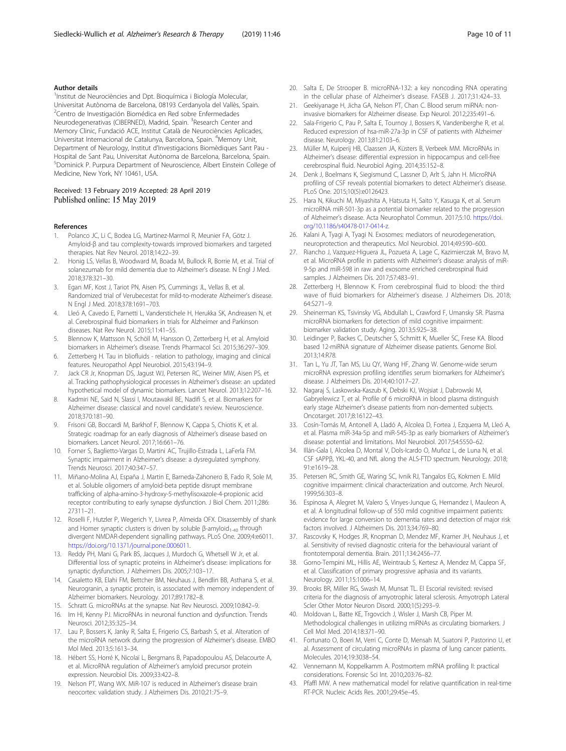## Author details

[1]Institut de Neurociències and Dpt. Bioquímica i Biología Molecular, Universitat Autònoma de Barcelona, 08193 Cerdanyola del Vallès, Spain. [2]Centro de Investigación Biomédica en Red sobre Enfermedades Neurodegenerativas (CIBERNED), Madrid, Spain. [3]Research Center and Memory Clinic, Fundació ACE, Institut Català de Neurociències Aplicades, Universitat Internacional de Catalunya, Barcelona, Spain. [4]Memory Unit, Department of Neurology, Institut d'Investigacions Biomèdiques Sant Pau - Hospital de Sant Pau, Universitat Autònoma de Barcelona, Barcelona, Spain. [5]Dominick P. Purpura Department of Neuroscience, Albert Einstein College of Medicine, New York, NY 10461, USA.

Received: 13 February 2019 Accepted: 28 April 2019
Published online: 15 May 2019

## References

1. Polanco JC, Li C, Bodea LG, Martinez-Marmol R, Meunier FA, Götz J. Amyloid-β and tau complexity-towards improved biomarkers and targeted therapies. Nat Rev Neurol. 2018;14:22–39.
2. Honig LS, Vellas B, Woodward M, Boada M, Bullock R, Borrie M, et al. Trial of solanezumab for mild dementia due to Alzheimer's disease. N Engl J Med. 2018;378:321–30.
3. Egan MF, Kost J, Tariot PN, Aisen PS, Cummings JL, Vellas B, et al. Randomized trial of Verubecestat for mild-to-moderate Alzheimer's disease. N Engl J Med. 2018;378:1691–703.
4. Lleó A, Cavedo E, Parnetti L, Vanderstichele H, Herukka SK, Andreasen N, et al. Cerebrospinal fluid biomarkers in trials for Alzheimer and Parkinson diseases. Nat Rev Neurol. 2015;11:41–55.
5. Blennow K, Mattsson N, Schöll M, Hansson O, Zetterberg H, et al. Amyloid biomarkers in Alzheimer's disease. Trends Pharmacol Sci. 2015;36:297–309.
6. Zetterberg H. Tau in bliofluids - relation to pathology, imaging and clinical features. Neuropathol Appl Neurobiol. 2015;43:194–9.
7. Jack CR Jr, Knopman DS, Jagust WJ, Petersen RC, Weiner MW, Aisen PS, et al. Tracking pathophysiological processes in Alzheimer's disease: an updated hypothetical model of dynamic biomarkers. Lancet Neurol. 2013;12:207–16.
8. Kadmiri NE, Said N, Slassi I, Moutawakil BE, Nadifi S, et al. Biomarkers for Alzheimer disease: classical and novel candidate's review. Neuroscience. 2018;370:181–90.
9. Frisoni GB, Boccardi M, Barkhof F, Blennow K, Cappa S, Chiotis K, et al. Strategic roadmap for an early diagnosis of Alzheimer's disease based on biomarkers. Lancet Neurol. 2017;16:661–76.
10. Forner S, Baglietto-Vargas D, Martini AC, Trujillo-Estrada L, LaFerla FM. Synaptic impairment in Alzheimer's disease: a dysregulated symphony. Trends Neurosci. 2017;40:347–57.
11. Miñano-Molina AJ, España J, Martin E, Barneda-Zahonero B, Fado R, Sole M, et al. Soluble oligomers of amyloid-beta peptide disrupt membrane trafficking of alpha-amino-3-hydroxy-5-methylisoxazole-4-propionic acid receptor contributing to early synapse dysfunction. J Biol Chem. 2011;286:27311–21.
12. Roselli F, Hutzler P, Wegerich Y, Livrea P, Almeida OFX. Disassembly of shank and Homer synaptic clusters is driven by soluble β-amyloid$_{1-40}$ through divergent NMDAR-dependent signalling pathways. PLoS One. 2009;4:e6011. https://doi.org/10.1371/journal.pone.0006011.
13. Reddy PH, Mani G, Park BS, Jacques J, Murdoch G, Whetsell W Jr, et al. Differential loss of synaptic proteins in Alzheimer's disease: implications for synaptic dysfunction. J Alzheimers Dis. 2005;7:103–17.
14. Casaletto KB, Elahi FM, Bettcher BM, Neuhaus J, Bendlin BB, Asthana S, et al. Neurogranin, a synaptic protein, is associated with memory independent of Alzheimer biomarkers. Neurology. 2017;89:1782–8.
15. Schratt G. microRNAs at the synapse. Nat Rev Neurosci. 2009;10:842–9.
16. Im HI, Kenny PJ. MicroRNAs in neuronal function and dysfunction. Trends Neurosci. 2012;35:325–34.
17. Lau P, Bossers K, Janky R, Salta E, Frigerio CS, Barbash S, et al. Alteration of the microRNA network during the progression of Alzheimer's disease. EMBO Mol Med. 2013;5:1613–34.
18. Hébert SS, Horré K, Nicolaï L, Bergmans B, Papadopoulou AS, Delacourte A, et al. MicroRNA regulation of Alzheimer's amyloid precursor protein expression. Neurobiol Dis. 2009;33:422–8.
19. Nelson PT, Wang WX. MiR-107 is reduced in Alzheimer's disease brain neocortex: validation study. J Alzheimers Dis. 2010;21:75–9.
20. Salta E, De Strooper B. microRNA-132: a key noncoding RNA operating in the cellular phase of Alzheimer's disease. FASEB J. 2017;31:424–33.
21. Geekiyanage H, Jicha GA, Nelson PT, Chan C. Blood serum miRNA: non-invasive biomarkers for Alzheimer disease. Exp Neurol. 2012;235:491–6.
22. Sala-Frigerio C, Pau P, Salta E, Tournoy J, Bossers K, Vandenberghe R, et al. Reduced expression of hsa-miR-27a-3p in CSF of patients with Alzheimer disease. Neurology. 2013;81:2103–6.
23. Müller M, Kuiperij HB, Claassen JA, Küsters B, Verbeek MM. MicroRNAs in Alzheimer's disease: differential expression in hippocampus and cell-free cerebrospinal fluid. Neurobiol Aging. 2014;35:152–8.
24. Denk J, Boelmans K, Siegismund C, Lassner D, Arlt S, Jahn H. MicroRNA profiling of CSF reveals potential biomarkers to detect Alzheimer's disease. PLoS One. 2015;10(5):e0126423.
25. Hara N, Kikuchi M, Miyashita A, Hatsuta H, Saito Y, Kasuga K, et al. Serum microRNA miR-501-3p as a potential biomarker related to the progression of Alzheimer's disease. Acta Neurophatol Commun. 2017;5:10. https://doi.org/10.1186/s40478-017-0414-z.
26. Kalani A, Tyagi A, Tyagi N. Exosomes: mediators of neurodegeneration, neuroprotection and therapeutics. Mol Neurobiol. 2014;49:590–600.
27. Riancho J, Vazquez-Higuera JL, Pozueta A, Lage C, Kazimierczak M, Bravo M, et al. MicroRNA profile in patients with Alzheimer's disease: analysis of miR-9-5p and miR-598 in raw and exosome enriched cerebrospinal fluid samples. J Alzheimers Dis. 2017;57:483–91.
28. Zetterberg H, Blennow K. From cerebrospinal fluid to blood: the third wave of fluid biomarkers for Alzheimer's disease. J Alzheimers Dis. 2018; 64:S271–9.
29. Sheinerman KS, Tsivinsky VG, Abdullah L, Crawford F, Umansky SR. Plasma microRNA biomarkers for detection of mild cognitive impairment: biomarker validation study. Aging. 2013;5:925–38.
30. Leidinger P, Backes C, Deutscher S, Schmitt K, Mueller SC, Frese KA. Blood based 12-miRNA signature of Alzheimer disease patients. Genome Biol. 2013;14:R78.
31. Tan L, Yu JT, Tan MS, Liu QY, Wang HF, Zhang W. Genome-wide serum microRNA expression profiling identifies serum biomarkers for Alzheimer's disease. J Alzheimers Dis. 2014;40:1017–27.
32. Nagaraj S, Laskowska-Kaszub K, Debski KJ, Wojsiat J, Dabrowski M, Gabryelewicz T, et al. Profile of 6 microRNA in blood plasma distinguish early stage Alzheimer's disease patients from non-demented subjects. Oncotarget. 2017;8:16122–43.
33. Cosín-Tomás M, Antonell A, Lladó A, Alcolea D, Fortea J, Ezquerra M, Lleó A, et al. Plasma miR-34a-5p and miR-545-3p as early biomarkers of Alzheimer's disease: potential and limitations. Mol Neurobiol. 2017;54:5550–62.
34. Illán-Gala I, Alcolea D, Montal V, Dols-Icardo O, Muñoz L, de Luna N, et al. CSF sAPPβ, YKL-40, and NfL along the ALS-FTD spectrum. Neurology. 2018; 91:e1619–28.
35. Petersen RC, Smith GE, Waring SC, Ivnik RJ, Tangalos EG, Kokmen E. Mild cognitive impairment: clinical characterization and outcome. Arch Neurol. 1999;56:303–8.
36. Espinosa A, Alegret M, Valero S, Vinyes-Junque G, Hernandez I, Mauleon A, et al. A longitudinal follow-up of 550 mild cognitive impairment patients: evidence for large conversion to dementia rates and detection of major risk factors involved. J Alzheimers Dis. 2013;34:769–80.
37. Rascovsky K, Hodges JR, Knopman D, Mendez MF, Kramer JH, Neuhaus J, et al. Sensitivity of revised diagnostic criteria for the behavioural variant of frontotemporal dementia. Brain. 2011;134:2456–77.
38. Gorno-Tempini ML, Hillis AE, Weintraub S, Kertesz A, Mendez M, Cappa SF, et al. Classification of primary progressive aphasia and its variants. Neurology. 2011;15:1006–14.
39. Brooks BR, Miller RG, Swash M, Munsat TL. El Escorial revisited: revised criteria for the diagnosis of amyotrophic lateral sclerosis. Amyotroph Lateral Scler Other Motor Neuron Disord. 2000;1(5):293–9.
40. Moldovan L, Batte KE, Trgovcich J, Wisler J, Marsh CB, Piper M. Methodological challenges in utilizing miRNAs as circulating biomarkers. J Cell Mol Med. 2014;18:371–90.
41. Fortunato O, Boeri M, Verri C, Conte D, Mensah M, Suatoni P, Pastorino U, et al. Assessment of circulating microRNAs in plasma of lung cancer patients. Molecules. 2014;19:3038–54.
42. Vennemann M, Koppelkamm A. Postmortem mRNA profiling II: practical considerations. Forensic Sci Int. 2010;203:76–82.
43. Pfaffl MW. A new mathematical model for relative quantification in real-time RT-PCR. Nucleic Acids Res. 2001;29:45e–45.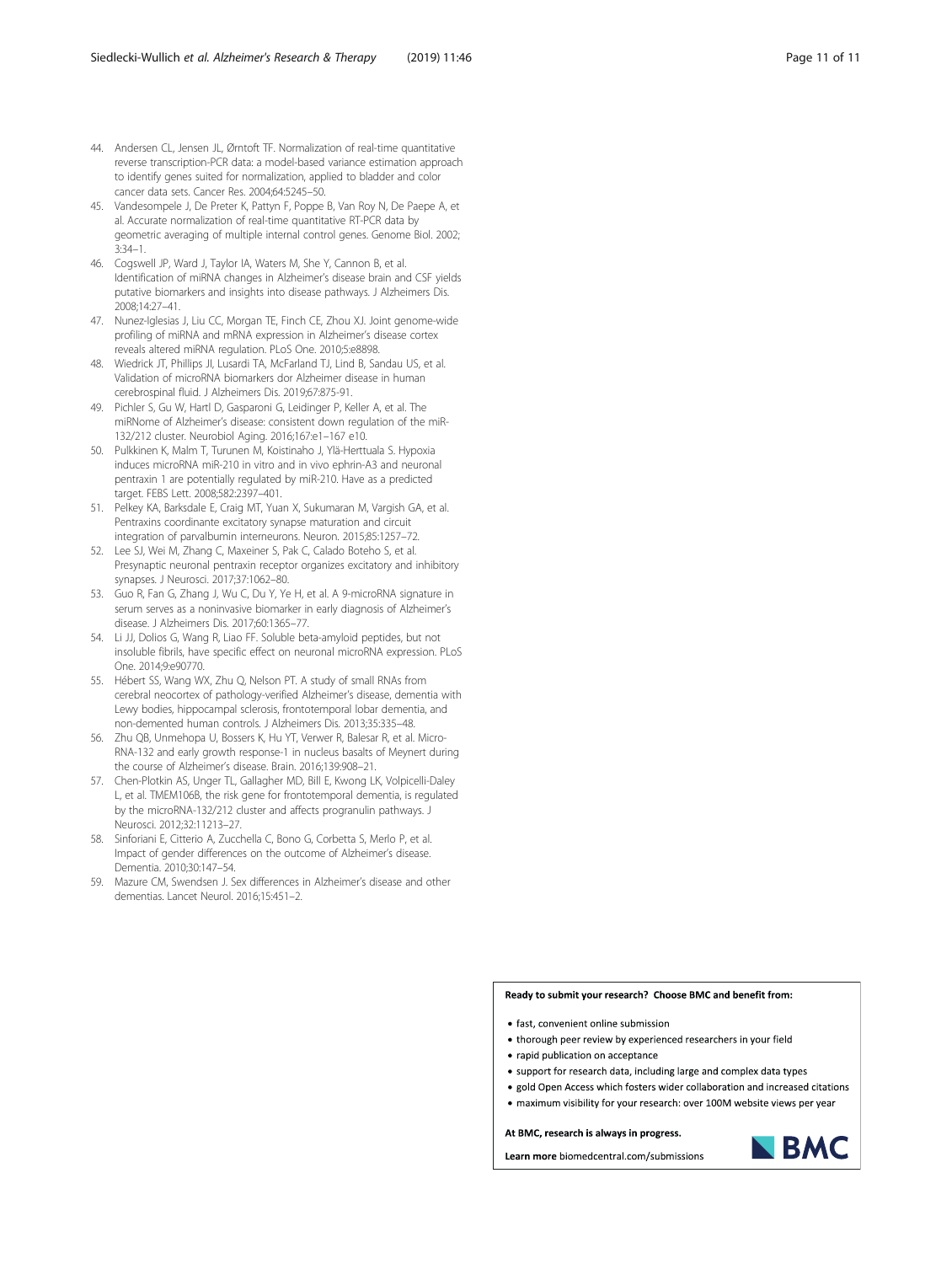44. Andersen CL, Jensen JL, Ørntoft TF. Normalization of real-time quantitative reverse transcription-PCR data: a model-based variance estimation approach to identify genes suited for normalization, applied to bladder and color cancer data sets. Cancer Res. 2004;64:5245–50.
45. Vandesompele J, De Preter K, Pattyn F, Poppe B, Van Roy N, De Paepe A, et al. Accurate normalization of real-time quantitative RT-PCR data by geometric averaging of multiple internal control genes. Genome Biol. 2002; 3:34–1.
46. Cogswell JP, Ward J, Taylor IA, Waters M, She Y, Cannon B, et al. Identification of miRNA changes in Alzheimer's disease brain and CSF yields putative biomarkers and insights into disease pathways. J Alzheimers Dis. 2008;14:27–41.
47. Nunez-Iglesias J, Liu CC, Morgan TE, Finch CE, Zhou XJ. Joint genome-wide profiling of miRNA and mRNA expression in Alzheimer's disease cortex reveals altered miRNA regulation. PLoS One. 2010;5:e8898.
48. Wiedrick JT, Phillips JI, Lusardi TA, McFarland TJ, Lind B, Sandau US, et al. Validation of microRNA biomarkers dor Alzheimer disease in human cerebrospinal fluid. J Alzheimers Dis. 2019;67:875-91.
49. Pichler S, Gu W, Hartl D, Gasparoni G, Leidinger P, Keller A, et al. The miRNome of Alzheimer's disease: consistent down regulation of the miR-132/212 cluster. Neurobiol Aging. 2016;167:e1–167 e10.
50. Pulkkinen K, Malm T, Turunen M, Koistinaho J, Ylä-Herttuala S. Hypoxia induces microRNA miR-210 in vitro and in vivo ephrin-A3 and neuronal pentraxin 1 are potentially regulated by miR-210. Have as a predicted target. FEBS Lett. 2008;582:2397–401.
51. Pelkey KA, Barksdale E, Craig MT, Yuan X, Sukumaran M, Vargish GA, et al. Pentraxins coordinante excitatory synapse maturation and circuit integration of parvalbumin interneurons. Neuron. 2015;85:1257–72.
52. Lee SJ, Wei M, Zhang C, Maxeiner S, Pak C, Calado Boteho S, et al. Presynaptic neuronal pentraxin receptor organizes excitatory and inhibitory synapses. J Neurosci. 2017;37:1062–80.
53. Guo R, Fan G, Zhang J, Wu C, Du Y, Ye H, et al. A 9-microRNA signature in serum serves as a noninvasive biomarker in early diagnosis of Alzheimer's disease. J Alzheimers Dis. 2017;60:1365–77.
54. Li JJ, Dolios G, Wang R, Liao FF. Soluble beta-amyloid peptides, but not insoluble fibrils, have specific effect on neuronal microRNA expression. PLoS One. 2014;9:e90770.
55. Hébert SS, Wang WX, Zhu Q, Nelson PT. A study of small RNAs from cerebral neocortex of pathology-verified Alzheimer's disease, dementia with Lewy bodies, hippocampal sclerosis, frontotemporal lobar dementia, and non-demented human controls. J Alzheimers Dis. 2013;35:335–48.
56. Zhu QB, Unmehopa U, Bossers K, Hu YT, Verwer R, Balesar R, et al. Micro-RNA-132 and early growth response-1 in nucleus basalts of Meynert during the course of Alzheimer's disease. Brain. 2016;139:908–21.
57. Chen-Plotkin AS, Unger TL, Gallagher MD, Bill E, Kwong LK, Volpicelli-Daley L, et al. TMEM106B, the risk gene for frontotemporal dementia, is regulated by the microRNA-132/212 cluster and affects progranulin pathways. J Neurosci. 2012;32:11213–27.
58. Sinforiani E, Citterio A, Zucchella C, Bono G, Corbetta S, Merlo P, et al. Impact of gender differences on the outcome of Alzheimer's disease. Dementia. 2010;30:147–54.
59. Mazure CM, Swendsen J. Sex differences in Alzheimer's disease and other dementias. Lancet Neurol. 2016;15:451–2.

**Ready to submit your research? Choose BMC and benefit from:**

- fast, convenient online submission
- thorough peer review by experienced researchers in your field
- rapid publication on acceptance
- support for research data, including large and complex data types
- gold Open Access which fosters wider collaboration and increased citations
- maximum visibility for your research: over 100M website views per year

**At BMC, research is always in progress.**

**Learn more** biomedcentral.com/submissions